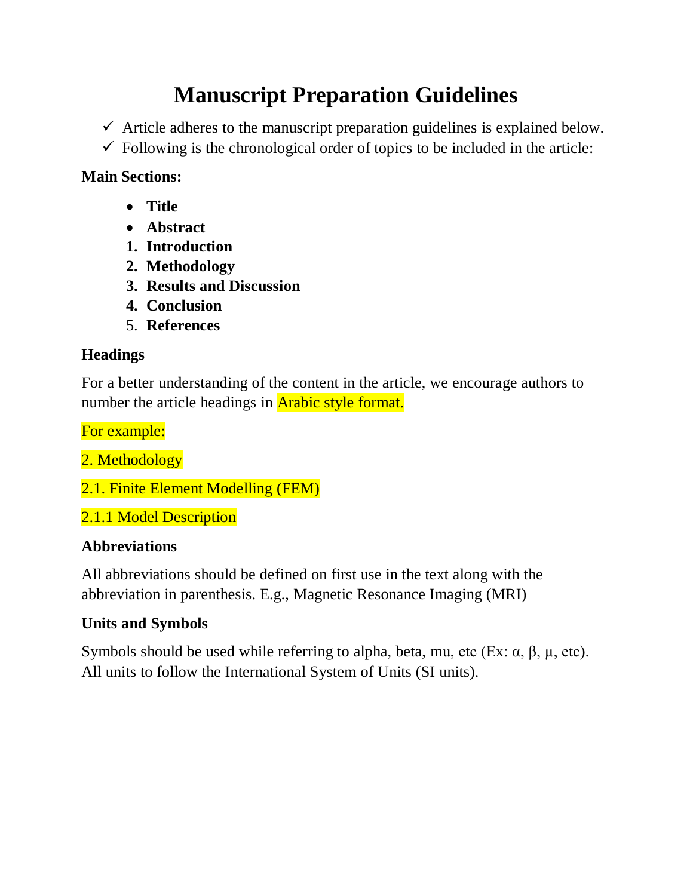# Manuscript Preparation Guidelines

- ✓ Article adheres to the manuscript preparation guidelines is explained below.
- ✓ Following is the chronological order of topics to be included in the article:

**Main Sections:**

- **Title**
- **Abstract**

1. **Introduction**
2. **Methodology**
3. **Results and Discussion**
4. **Conclusion**
5. **References**

**Headings**

For a better understanding of the content in the article, we encourage authors to number the article headings in Arabic style format.

For example:

2. Methodology

2.1. Finite Element Modelling (FEM)

2.1.1 Model Description

**Abbreviations**

All abbreviations should be defined on first use in the text along with the abbreviation in parenthesis. E.g., Magnetic Resonance Imaging (MRI)

**Units and Symbols**

Symbols should be used while referring to alpha, beta, mu, etc (Ex: α, β, μ, etc). All units to follow the International System of Units (SI units).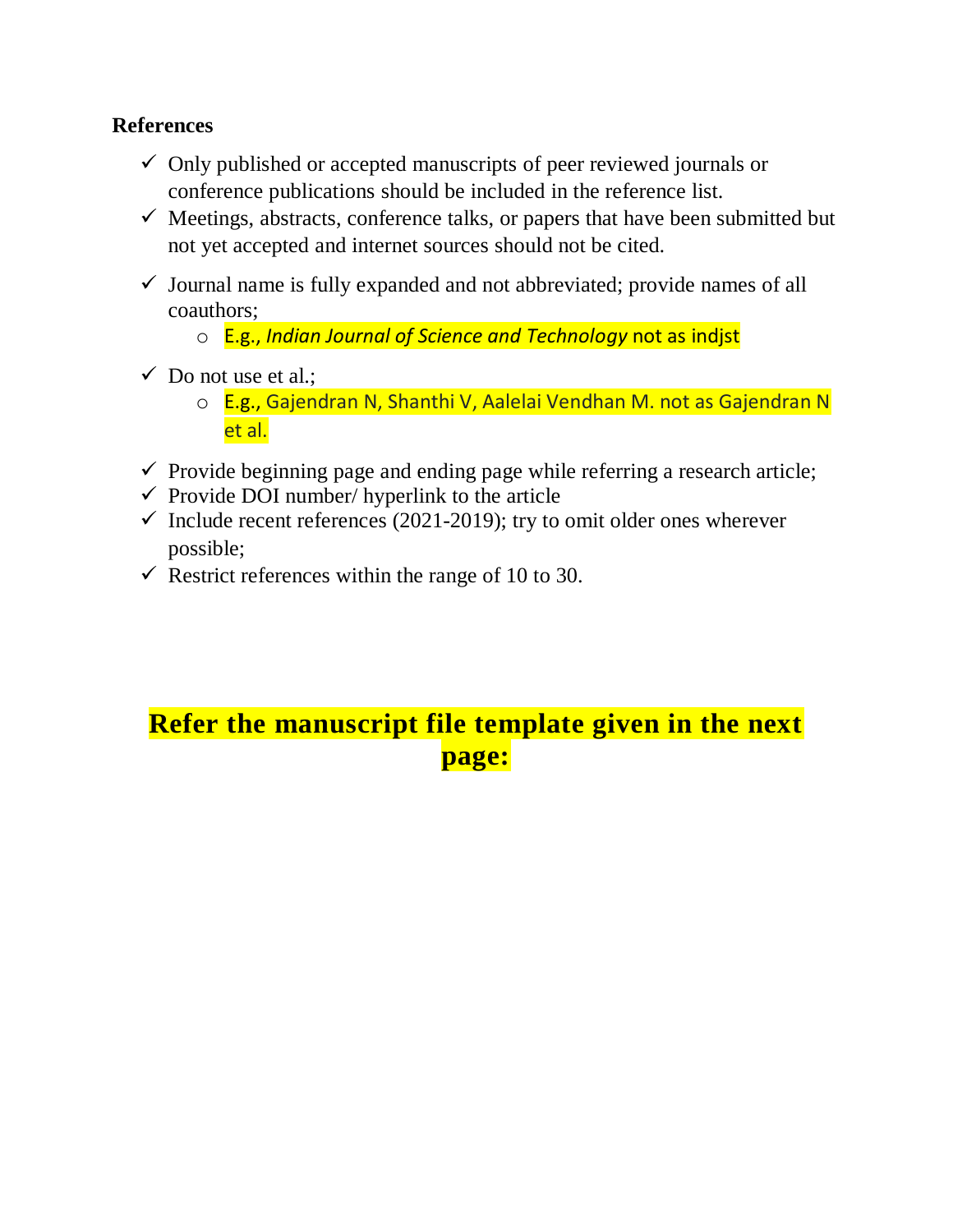**References**

- ✓ Only published or accepted manuscripts of peer reviewed journals or conference publications should be included in the reference list.
- ✓ Meetings, abstracts, conference talks, or papers that have been submitted but not yet accepted and internet sources should not be cited.
- ✓ Journal name is fully expanded and not abbreviated; provide names of all coauthors;
  - E.g., *Indian Journal of Science and Technology* not as indjst
- ✓ Do not use et al.;
  - E.g., Gajendran N, Shanthi V, Aalelai Vendhan M. not as Gajendran N et al.
- ✓ Provide beginning page and ending page while referring a research article;
- ✓ Provide DOI number/ hyperlink to the article
- ✓ Include recent references (2021-2019); try to omit older ones wherever possible;
- ✓ Restrict references within the range of 10 to 30.

**Refer the manuscript file template given in the next page:**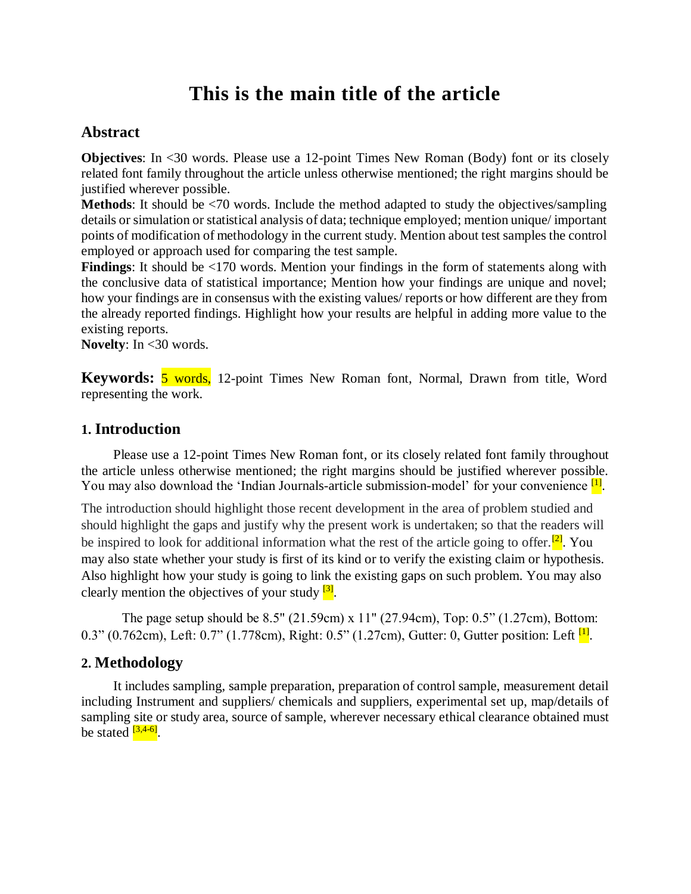# This is the main title of the article

## Abstract

**Objectives**: In <30 words. Please use a 12-point Times New Roman (Body) font or its closely related font family throughout the article unless otherwise mentioned; the right margins should be justified wherever possible.
**Methods**: It should be <70 words. Include the method adapted to study the objectives/sampling details or simulation or statistical analysis of data; technique employed; mention unique/ important points of modification of methodology in the current study. Mention about test samples the control employed or approach used for comparing the test sample.
**Findings**: It should be <170 words. Mention your findings in the form of statements along with the conclusive data of statistical importance; Mention how your findings are unique and novel; how your findings are in consensus with the existing values/ reports or how different are they from the already reported findings. Highlight how your results are helpful in adding more value to the existing reports.
**Novelty**: In <30 words.

**Keywords:** 5 words, 12-point Times New Roman font, Normal, Drawn from title, Word representing the work.

## 1. Introduction

Please use a 12-point Times New Roman font, or its closely related font family throughout the article unless otherwise mentioned; the right margins should be justified wherever possible. You may also download the 'Indian Journals-article submission-model' for your convenience [1].

The introduction should highlight those recent development in the area of problem studied and should highlight the gaps and justify why the present work is undertaken; so that the readers will be inspired to look for additional information what the rest of the article going to offer.[2]. You may also state whether your study is first of its kind or to verify the existing claim or hypothesis. Also highlight how your study is going to link the existing gaps on such problem. You may also clearly mention the objectives of your study [3].

The page setup should be 8.5" (21.59cm) x 11" (27.94cm), Top: 0.5" (1.27cm), Bottom: 0.3" (0.762cm), Left: 0.7" (1.778cm), Right: 0.5" (1.27cm), Gutter: 0, Gutter position: Left [1].

## 2. Methodology

It includes sampling, sample preparation, preparation of control sample, measurement detail including Instrument and suppliers/ chemicals and suppliers, experimental set up, map/details of sampling site or study area, source of sample, wherever necessary ethical clearance obtained must be stated [3,4-6].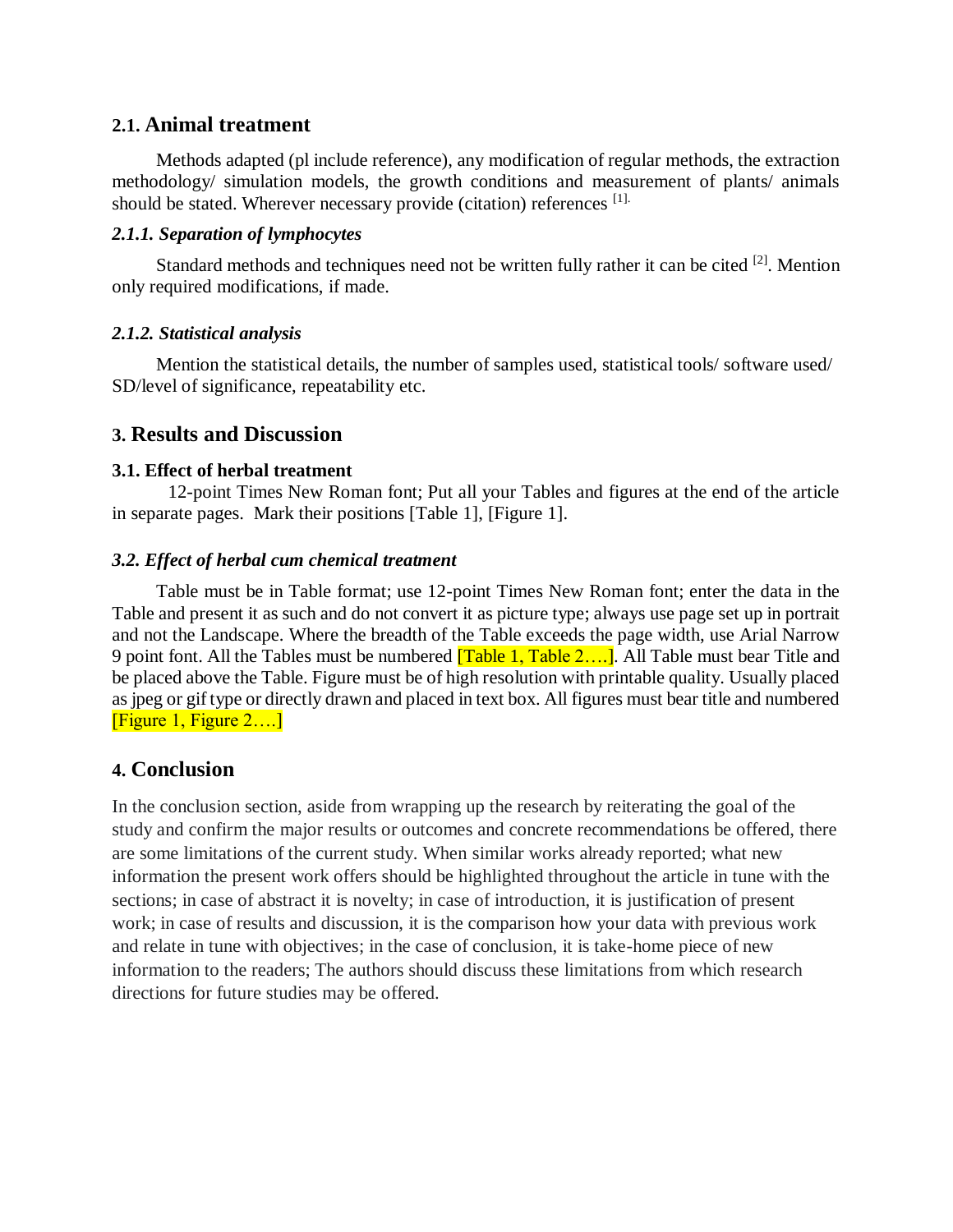## 2.1. Animal treatment

Methods adapted (pl include reference), any modification of regular methods, the extraction methodology/ simulation models, the growth conditions and measurement of plants/ animals should be stated. Wherever necessary provide (citation) references [1].

### *2.1.1. Separation of lymphocytes*

Standard methods and techniques need not be written fully rather it can be cited [2]. Mention only required modifications, if made.

### *2.1.2. Statistical analysis*

Mention the statistical details, the number of samples used, statistical tools/ software used/ SD/level of significance, repeatability etc.

## 3. Results and Discussion

### 3.1. Effect of herbal treatment

12-point Times New Roman font; Put all your Tables and figures at the end of the article in separate pages. Mark their positions [Table 1], [Figure 1].

### *3.2. Effect of herbal cum chemical treatment*

Table must be in Table format; use 12-point Times New Roman font; enter the data in the Table and present it as such and do not convert it as picture type; always use page set up in portrait and not the Landscape. Where the breadth of the Table exceeds the page width, use Arial Narrow 9 point font. All the Tables must be numbered [Table 1, Table 2….]. All Table must bear Title and be placed above the Table. Figure must be of high resolution with printable quality. Usually placed as jpeg or gif type or directly drawn and placed in text box. All figures must bear title and numbered [Figure 1, Figure 2….]

## 4. Conclusion

In the conclusion section, aside from wrapping up the research by reiterating the goal of the study and confirm the major results or outcomes and concrete recommendations be offered, there are some limitations of the current study. When similar works already reported; what new information the present work offers should be highlighted throughout the article in tune with the sections; in case of abstract it is novelty; in case of introduction, it is justification of present work; in case of results and discussion, it is the comparison how your data with previous work and relate in tune with objectives; in the case of conclusion, it is take-home piece of new information to the readers; The authors should discuss these limitations from which research directions for future studies may be offered.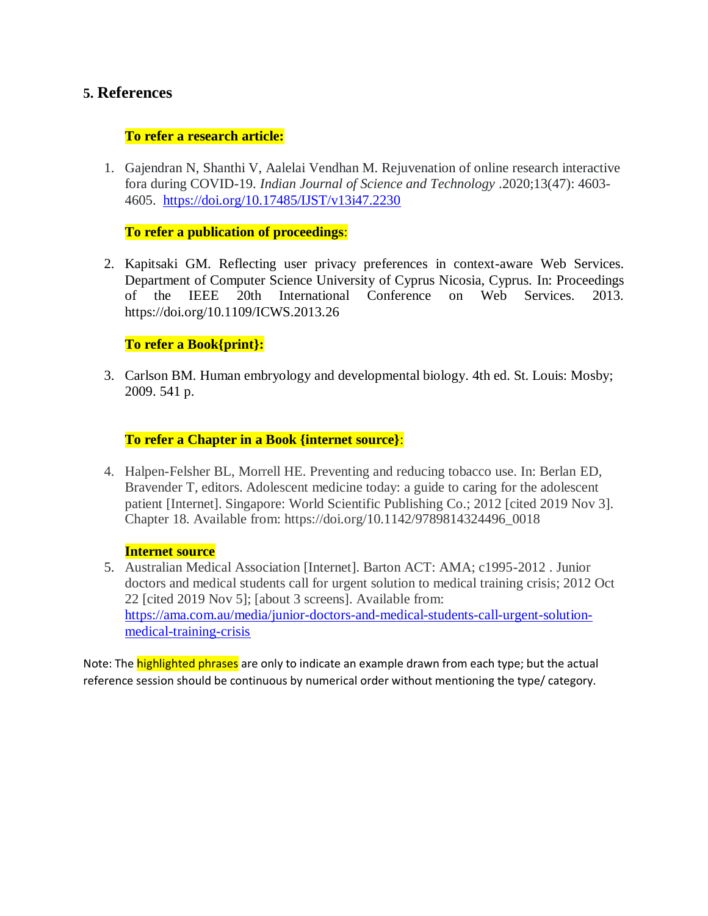## 5. References

**To refer a research article:**

1. Gajendran N, Shanthi V, Aalelai Vendhan M. Rejuvenation of online research interactive fora during COVID-19. *Indian Journal of Science and Technology* .2020;13(47): 4603-4605. https://doi.org/10.17485/IJST/v13i47.2230

**To refer a publication of proceedings**:

2. Kapitsaki GM. Reflecting user privacy preferences in context-aware Web Services. Department of Computer Science University of Cyprus Nicosia, Cyprus. In: Proceedings of the IEEE 20th International Conference on Web Services. 2013. https://doi.org/10.1109/ICWS.2013.26

**To refer a Book{print}:**

3. Carlson BM. Human embryology and developmental biology. 4th ed. St. Louis: Mosby; 2009. 541 p.

**To refer a Chapter in a Book {internet source}**:

4. Halpen-Felsher BL, Morrell HE. Preventing and reducing tobacco use. In: Berlan ED, Bravender T, editors. Adolescent medicine today: a guide to caring for the adolescent patient [Internet]. Singapore: World Scientific Publishing Co.; 2012 [cited 2019 Nov 3]. Chapter 18. Available from: https://doi.org/10.1142/9789814324496_0018

**Internet source**

5. Australian Medical Association [Internet]. Barton ACT: AMA; c1995-2012 . Junior doctors and medical students call for urgent solution to medical training crisis; 2012 Oct 22 [cited 2019 Nov 5]; [about 3 screens]. Available from: https://ama.com.au/media/junior-doctors-and-medical-students-call-urgent-solution-medical-training-crisis

Note: The highlighted phrases are only to indicate an example drawn from each type; but the actual reference session should be continuous by numerical order without mentioning the type/ category.